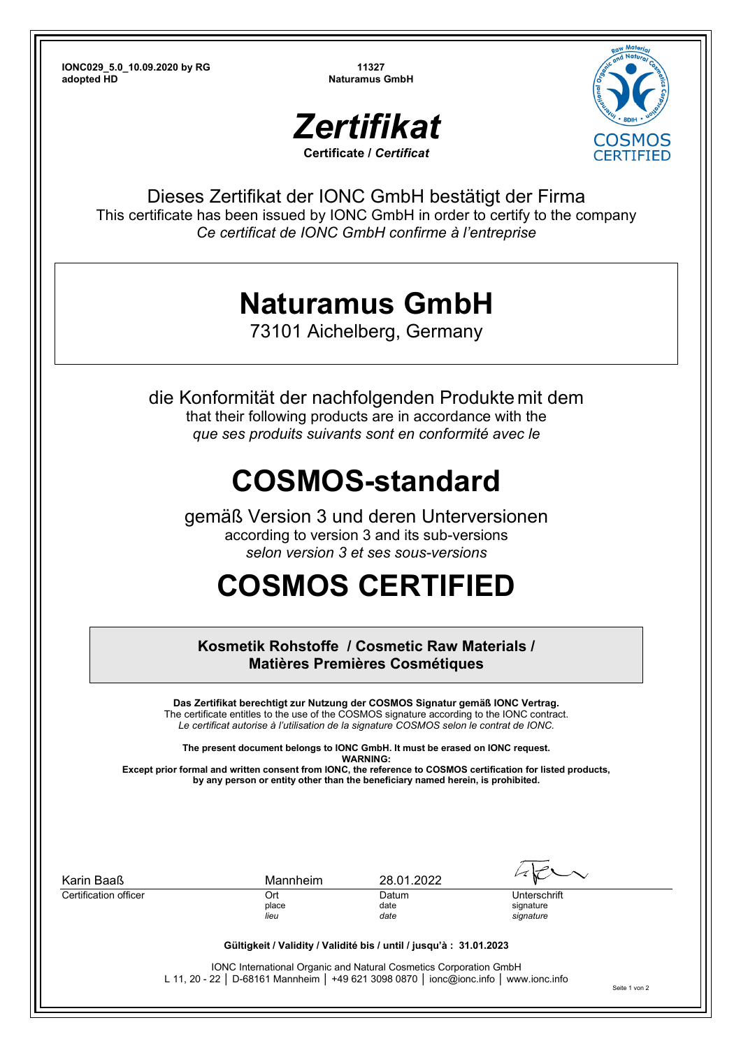**IONC029_5.0_10.09.2020 by RG**
**adopted HD**

**11327**
**Naturamus GmbH**

# *Zertifikat*

**Certificate / *Certificat***

Dieses Zertifikat der IONC GmbH bestätigt der Firma
This certificate has been issued by IONC GmbH in order to certify to the company
*Ce certificat de IONC GmbH confirme à l'entreprise*

## Naturamus GmbH

73101 Aichelberg, Germany

die Konformität der nachfolgenden Produkte mit dem
that their following products are in accordance with the
*que ses produits suivants sont en conformité avec le*

# COSMOS-standard

gemäß Version 3 und deren Unterversionen
according to version 3 and its sub-versions
*selon version 3 et ses sous-versions*

# COSMOS CERTIFIED

**Kosmetik Rohstoffe / Cosmetic Raw Materials /**
**Matières Premières Cosmétiques**

**Das Zertifikat berechtigt zur Nutzung der COSMOS Signatur gemäß IONC Vertrag.**
The certificate entitles to the use of the COSMOS signature according to the IONC contract.
*Le certificat autorise à l'utilisation de la signature COSMOS selon le contrat de IONC.*

**The present document belongs to IONC GmbH. It must be erased on IONC request.**
**WARNING:**
**Except prior formal and written consent from IONC, the reference to COSMOS certification for listed products, by any person or entity other than the beneficiary named herein, is prohibited.**

| Karin Baaß | Mannheim | 28.01.2022 | |
|---|---|---|---|
| Certification officer | Ort / place / *lieu* | Datum / date / *date* | Unterschrift / signature / *signature* |

**Gültigkeit / Validity / Validité bis / until / jusqu'à : 31.01.2023**

IONC International Organic and Natural Cosmetics Corporation GmbH
L 11, 20 - 22 │ D-68161 Mannheim │ +49 621 3098 0870 │ ionc@ionc.info │ www.ionc.info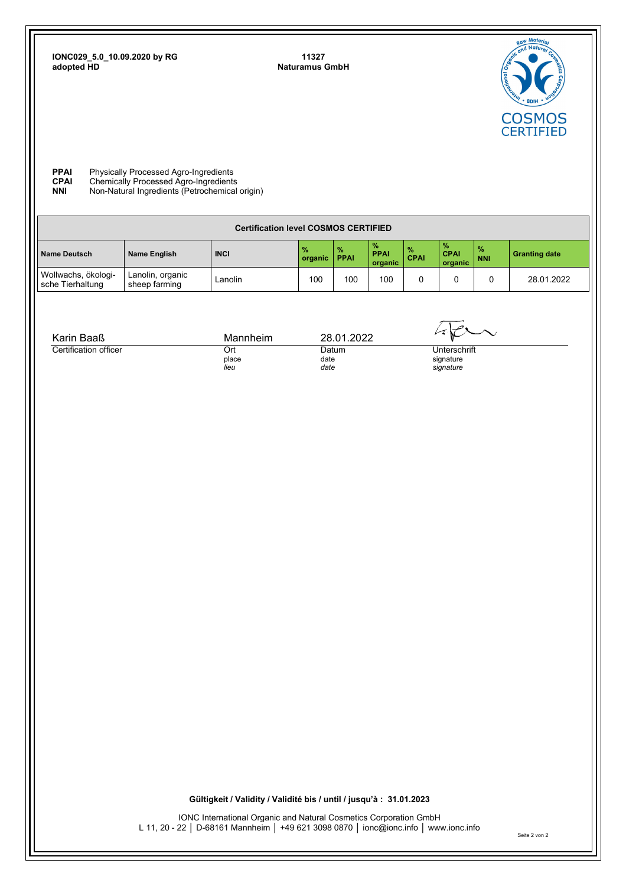**IONC029_5.0_10.09.2020 by RG**
**adopted HD**

**11327**
**Naturamus GmbH**

COSMOS CERTIFIED

**PPAI** Physically Processed Agro-Ingredients
**CPAI** Chemically Processed Agro-Ingredients
**NNI** Non-Natural Ingredients (Petrochemical origin)

**Certification level COSMOS CERTIFIED**

| Name Deutsch | Name English | INCI | % organic | % PPAI | % PPAI organic | % CPAI | % CPAI organic | % NNI | Granting date |
|---|---|---|---|---|---|---|---|---|---|
| Wollwachs, ökologische Tierhaltung | Lanolin, organic sheep farming | Lanolin | 100 | 100 | 100 | 0 | 0 | 0 | 28.01.2022 |

| | | | |
|---|---|---|---|
| Karin Baaß | Mannheim | 28.01.2022 | |
| Certification officer | Ort<br>place<br>*lieu* | Datum<br>date<br>*date* | Unterschrift<br>signature<br>*signature* |

**Gültigkeit / Validity / Validité bis / until / jusqu'à : 31.01.2023**

IONC International Organic and Natural Cosmetics Corporation GmbH
L 11, 20 - 22 │ D-68161 Mannheim │ +49 621 3098 0870 │ ionc@ionc.info │ www.ionc.info